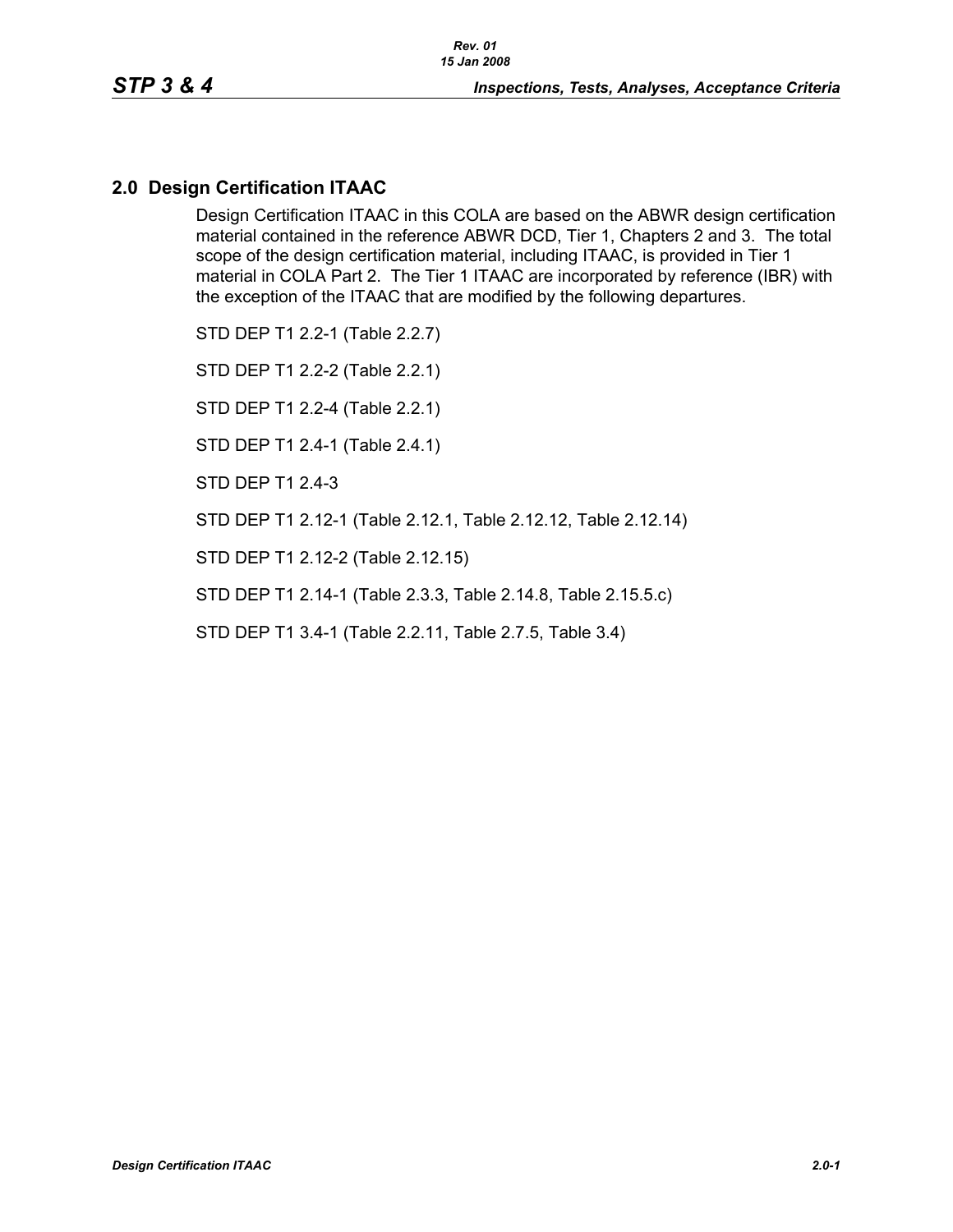## 2.0 Design Certification ITAAC

Design Certification ITAAC in this COLA are based on the ABWR design certification material contained in the reference ABWR DCD, Tier 1, Chapters 2 and 3. The total scope of the design certification material, including ITAAC, is provided in Tier 1 material in COLA Part 2. The Tier 1 ITAAC are incorporated by reference (IBR) with the exception of the ITAAC that are modified by the following departures.

STD DEP T1 2.2-1 (Table 2.2.7)

STD DEP T1 2.2-2 (Table 2.2.1)

STD DEP T1 2.2-4 (Table 2.2.1)

STD DEP T1 2.4-1 (Table 2.4.1)

STD DEP T1 2.4-3

STD DEP T1 2.12-1 (Table 2.12.1, Table 2.12.12, Table 2.12.14)

STD DEP T1 2.12-2 (Table 2.12.15)

STD DEP T1 2.14-1 (Table 2.3.3, Table 2.14.8, Table 2.15.5.c)

STD DEP T1 3.4-1 (Table 2.2.11, Table 2.7.5, Table 3.4)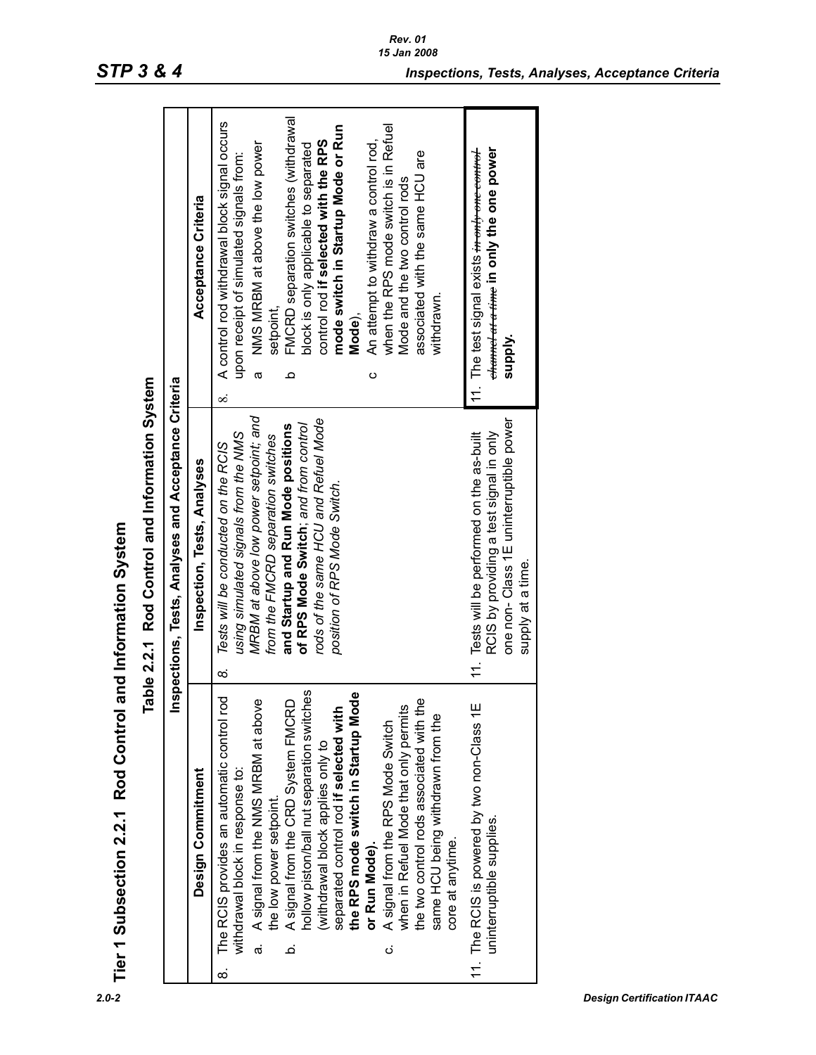# Tier 1 Subsection 2.2.1 Rod Control and Information System

## Table 2.2.1 Rod Control and Information System

| Inspections, Tests, Analyses and Acceptance Criteria | | |
|---|---|---|
| **Design Commitment** | **Inspection, Tests, Analyses** | **Acceptance Criteria** |
| 8. The RCIS provides an automatic control rod withdrawal block in response to:<br>a. A signal from the NMS MRBM at above the low power setpoint.<br>b. A signal from the CRD System FMCRD hollow piston/ball nut separation switches (withdrawal block applies only to separated control rod **if selected with the RPS mode switch in Startup Mode or Run Mode).**<br>c. A signal from the RPS Mode Switch when in Refuel Mode that only permits the two control rods associated with the same HCU being withdrawn from the core at anytime. | 8. *Tests will be conducted on the RCIS using simulated signals from the NMS MRBM at above low power setpoint; and from the FMCRD separation switches* **and Startup and Run Mode positions of RPS Mode Switch**; *and from control rods of the same HCU and Refuel Mode position of RPS Mode Switch.* | 8. A control rod withdrawal block signal occurs upon receipt of simulated signals from:<br>a NMS MRBM at above the low power setpoint,<br>b FMCRD separation switches (withdrawal block is only applicable to separated control rod **if selected with the RPS mode switch in Startup Mode or Run Mode**),<br>c An attempt to withdraw a control rod, when the RPS mode switch is in Refuel Mode and the two control rods associated with the same HCU are withdrawn. |
| 11. The RCIS is powered by two non-Class 1E uninterruptible supplies. | 11. Tests will be performed on the as-built RCIS by providing a test signal in only one non- Class 1E uninterruptible power supply at a time. | 11. The test signal exists ~~*in only one control channel at a time*~~ **in only the one power supply.** |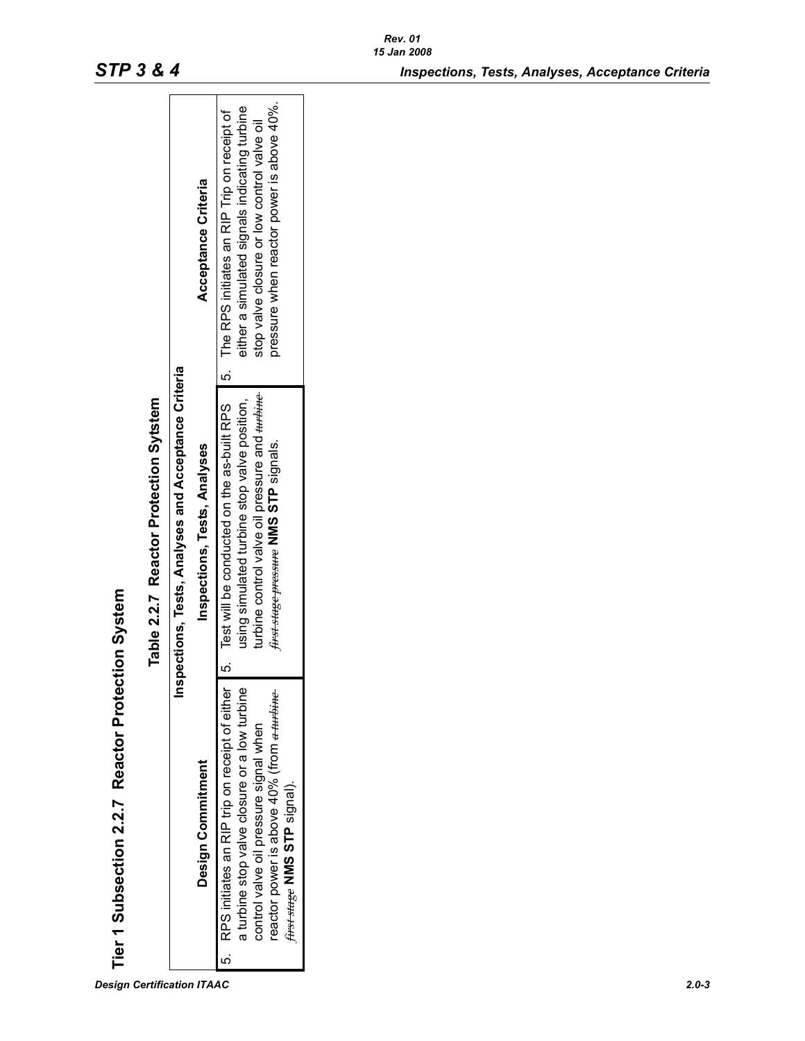# Tier 1 Subsection 2.2.7 Reactor Protection System

## Table 2.2.7 Reactor Protection Sytstem

| Inspections, Tests, Analyses and Acceptance Criteria | | |
|---|---|---|
| **Design Commitment** | **Inspections, Tests, Analyses** | **Acceptance Criteria** |
| 5. RPS initiates an RIP trip on receipt of either a turbine stop valve closure or a low turbine control valve oil pressure signal when reactor power is above 40% (from ~~a turbine first stage~~ **NMS STP** signal). | 5. Test will be conducted on the as-built RPS using simulated turbine stop valve position, turbine control valve oil pressure and ~~turbine first stage pressure~~ **NMS STP** signals. | 5. The RPS initiates an RIP Trip on receipt of either a simulated signals indicating turbine stop valve closure or low control valve oil pressure when reactor power is above 40%. |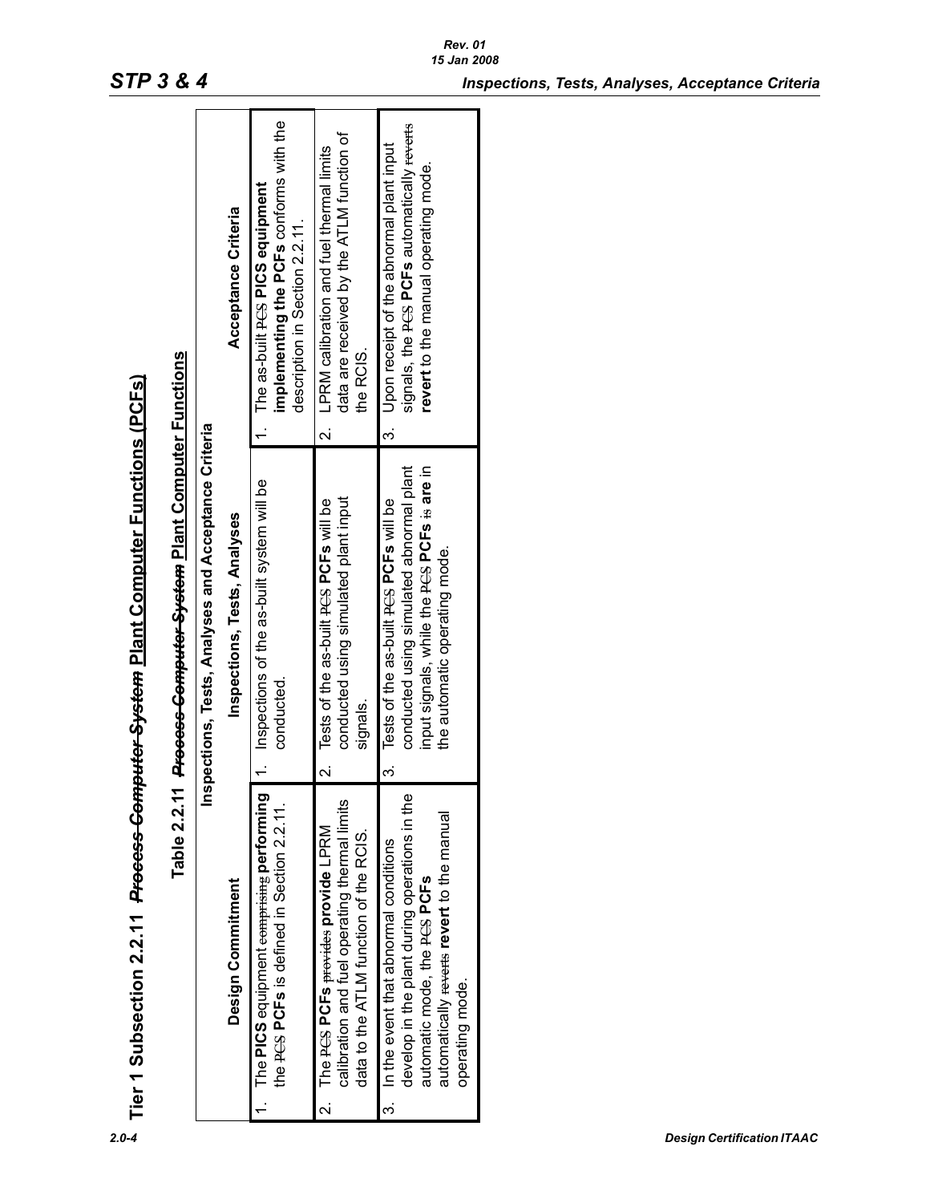# Tier 1 Subsection 2.2.11 ~~*Process Computer System*~~ Plant Computer Functions (PCFs)

## Table 2.2.11 ~~*Process Computer System*~~ Plant Computer Functions

| Inspections, Tests, Analyses and Acceptance Criteria | | |
|---|---|---|
| **Design Commitment** | **Inspections, Tests, Analyses** | **Acceptance Criteria** |
| 1. The **PICS** equipment ~~comprising~~ **performing** the ~~PCS~~ **PCFs** is defined in Section 2.2.11. | 1. Inspections of the as-built system will be conducted. | 1. The as-built ~~PCS~~ **PICS equipment implementing the PCFs** conforms with the description in Section 2.2.11. |
| 2. The ~~PCS~~ **PCFs** ~~provides~~ **provide** LPRM calibration and fuel operating thermal limits data to the ATLM function of the RCIS. | 2. Tests of the as-built ~~PCS~~ **PCFs** will be conducted using simulated plant input signals. | 2. LPRM calibration and fuel thermal limits data are received by the ATLM function of the RCIS. |
| 3. In the event that abnormal conditions develop in the plant during operations in the automatic mode, the ~~PCS~~ **PCFs** automatically ~~reverts~~ **revert** to the manual operating mode. | 3. Tests of the as-built ~~PCS~~ **PCFs** will be conducted using simulated abnormal plant input signals, while the ~~PCS~~ **PCFs** ~~is~~ **are** in the automatic operating mode. | 3. Upon receipt of the abnormal plant input signals, the ~~PCS~~ **PCFs** automatically ~~reverts~~ **revert** to the manual operating mode. |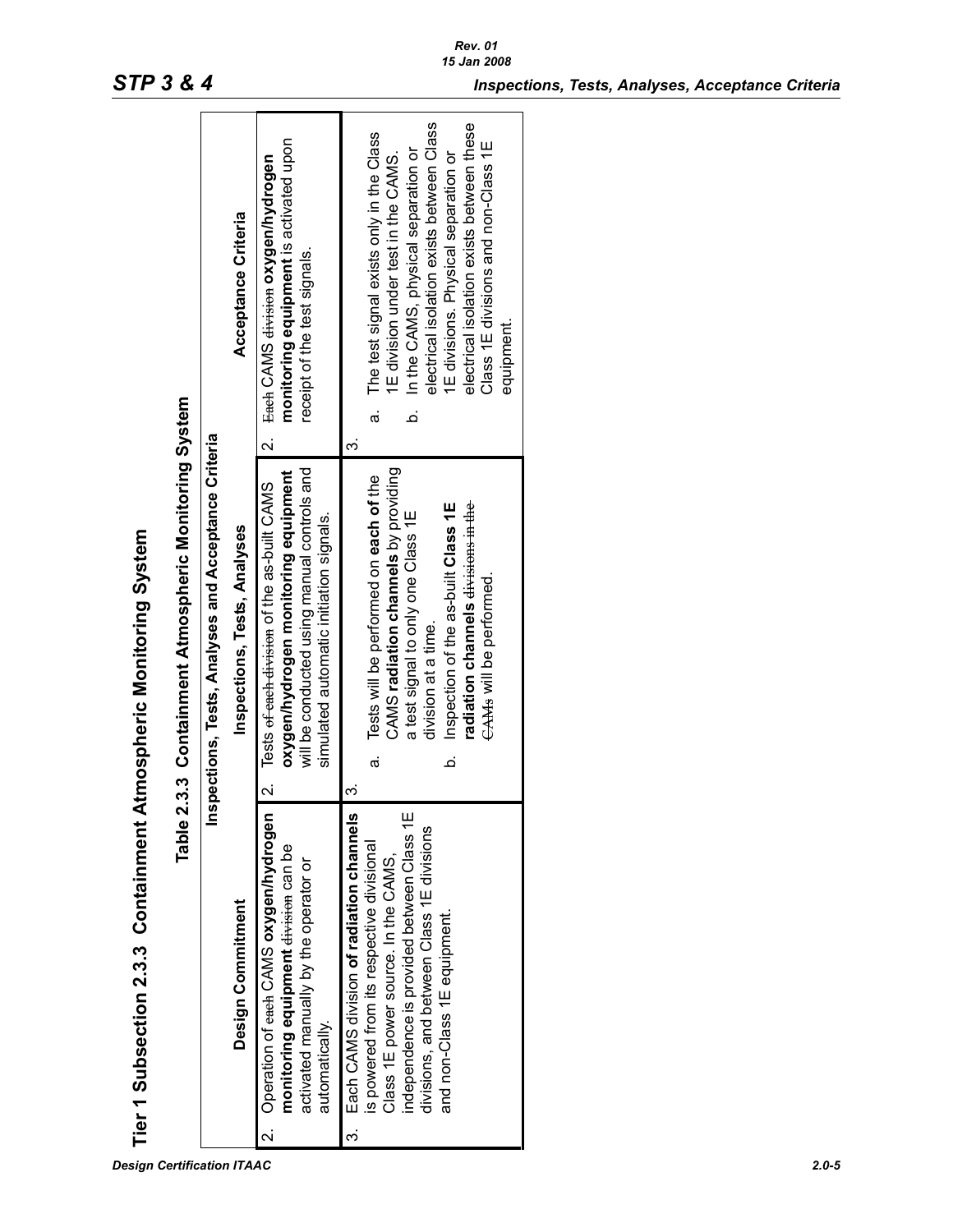## Tier 1 Subsection 2.3.3 Containment Atmospheric Monitoring System

### Table 2.3.3 Containment Atmospheric Monitoring System

| Inspections, Tests, Analyses and Acceptance Criteria | | |
|---|---|---|
| **Design Commitment** | **Inspections, Tests, Analyses** | **Acceptance Criteria** |
| 2. Operation of ~~each~~ CAMS **oxygen/hydrogen monitoring equipment** ~~division~~ can be activated manually by the operator or automatically. | 2. Tests ~~of each division~~ of the as-built CAMS **oxygen/hydrogen monitoring equipment** will be conducted using manual controls and simulated automatic initiation signals. | 2. ~~Each~~ CAMS ~~division~~ **oxygen/hydrogen monitoring equipment** is activated upon receipt of the test signals. |
| 3. Each CAMS division **of radiation channels** is powered from its respective divisional Class 1E power source. In the CAMS, independence is provided between Class 1E divisions, and between Class 1E divisions and non-Class 1E equipment. | 3. <br>a. Tests will be performed on **each of** the CAMS **radiation channels** by providing a test signal to only one Class 1E division at a time.<br>b. Inspection of the as-built **Class 1E radiation channels** ~~divisions in the CAMs~~ will be performed. | 3. <br>a. The test signal exists only in the Class 1E division under test in the CAMS.<br>b. In the CAMS, physical separation or electrical isolation exists between Class 1E divisions. Physical separation or electrical isolation exists between these Class 1E divisions and non-Class 1E equipment. |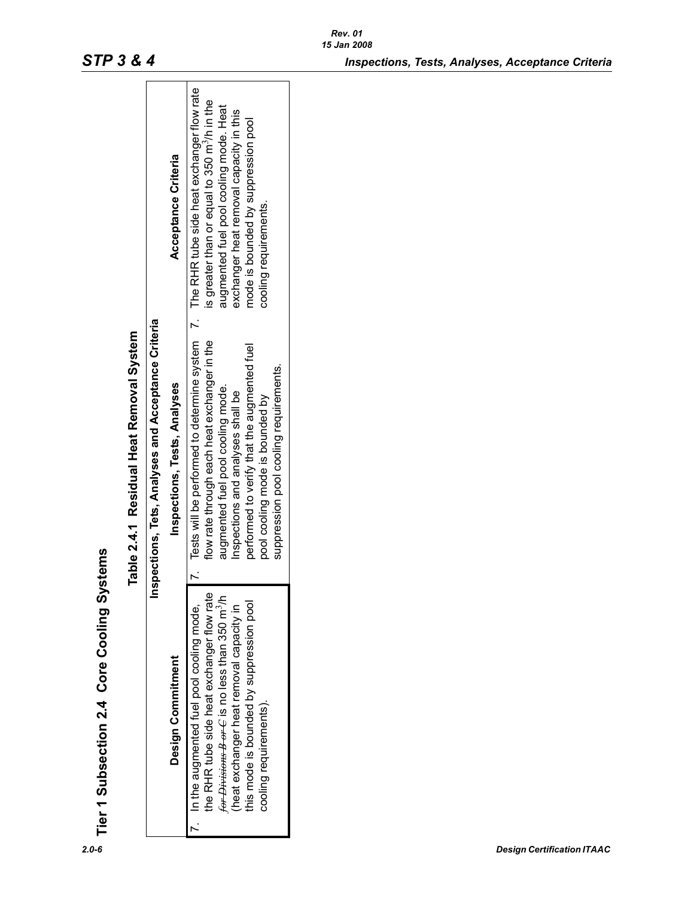# Tier 1 Subsection 2.4 Core Cooling Systems

## Table 2.4.1 Residual Heat Removal System

| Inspections, Tets, Analyses and Acceptance Criteria | | |
|---|---|---|
| **Design Commitment** | **Inspections, Tests, Analyses** | **Acceptance Criteria** |
| 7. In the augmented fuel pool cooling mode, the RHR tube side heat exchanger flow rate ~~*for Divisions B or C*~~ is no less than 350 $m^3/h$ (heat exchanger heat removal capacity in this mode is bounded by suppression pool cooling requirements). | 7. Tests will be performed to determine system flow rate through each heat exchanger in the augmented fuel pool cooling mode. Inspections and analyses shall be performed to verify that the augmented fuel pool cooling mode is bounded by suppression pool cooling requirements. | 7. The RHR tube side heat exchanger flow rate is greater than or equal to 350 $m^3/h$ in the augmented fuel pool cooling mode. Heat exchanger heat removal capacity in this mode is bounded by suppression pool cooling requirements. |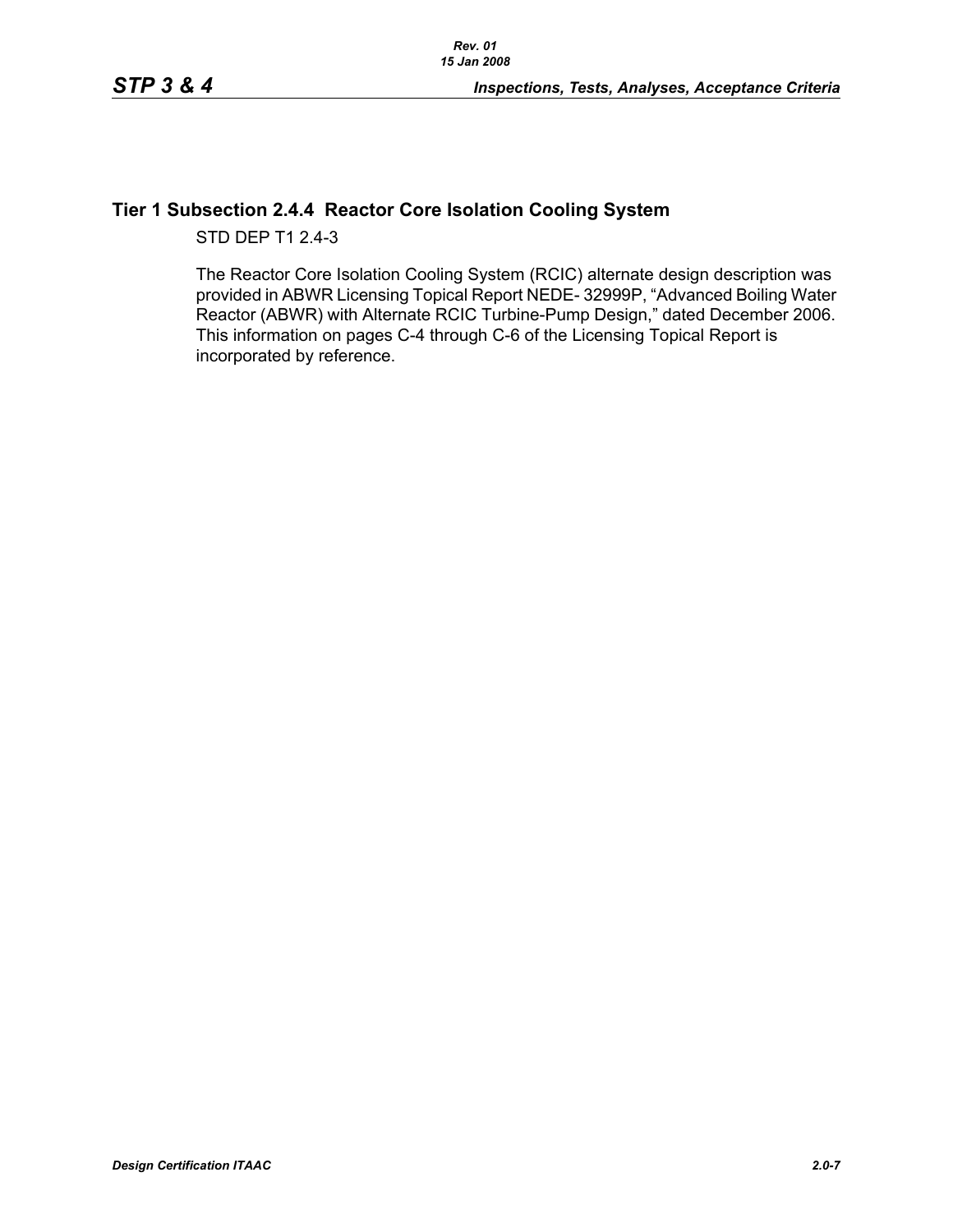## Tier 1 Subsection 2.4.4 Reactor Core Isolation Cooling System

STD DEP T1 2.4-3

The Reactor Core Isolation Cooling System (RCIC) alternate design description was provided in ABWR Licensing Topical Report NEDE- 32999P, "Advanced Boiling Water Reactor (ABWR) with Alternate RCIC Turbine-Pump Design," dated December 2006. This information on pages C-4 through C-6 of the Licensing Topical Report is incorporated by reference.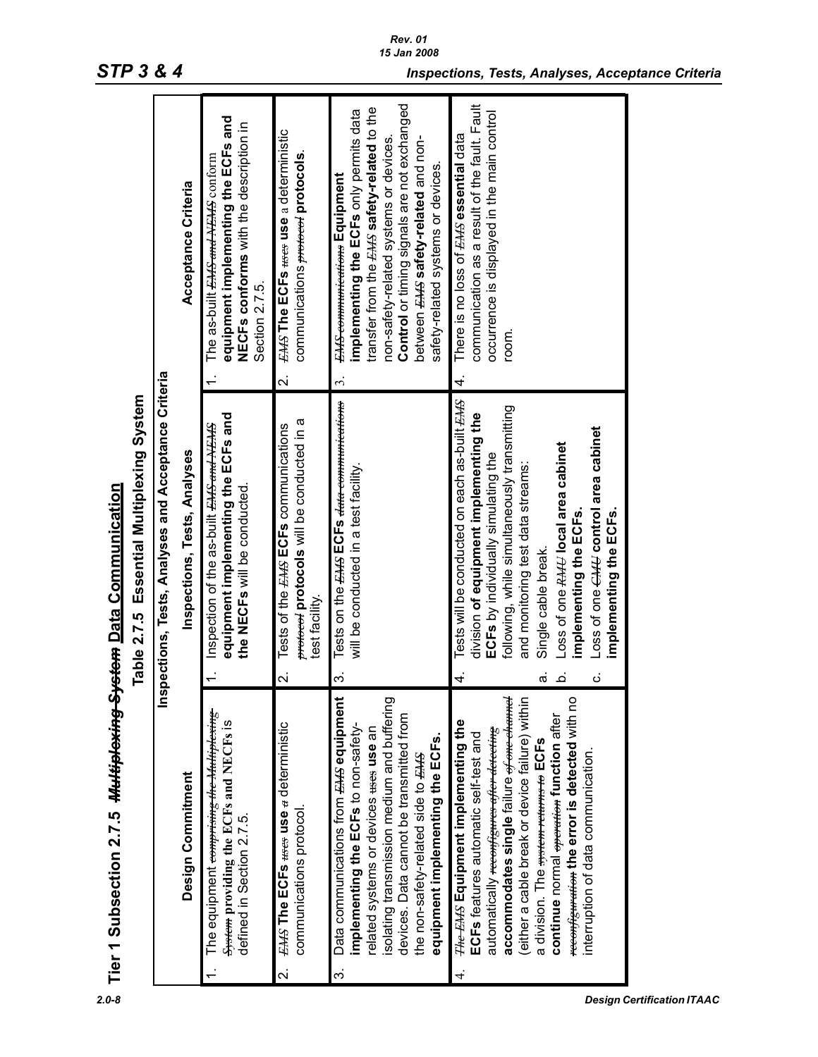# Tier 1 Subsection 2.7.5 ~~Multiplexing System~~ Data Communication

## Table 2.7.5 Essential Multiplexing System

| Inspections, Tests, Analyses and Acceptance Criteria | | |
|---|---|---|
| **Design Commitment** | **Inspections, Tests, Analyses** | **Acceptance Criteria** |
| 1. The equipment ~~comprising the Multiplexing System~~ **providing the ECFs and NECFs** is defined in Section 2.7.5. | 1. Inspection of the as-built ~~EMS and NEMS~~ **equipment implementing the ECFs and the NECFs** will be conducted. | 1. The as-built ~~EMS and NEMS~~ conform **equipment implementing the ECFs and NECFs conforms** with the description in Section 2.7.5. |
| 2. ~~EMS~~ **The ECFs** ~~uses~~ **use** ~~a~~ deterministic communications protocol. | 2. Tests of the ~~EMS~~ **ECFs** communications ~~protocol~~ **protocols** will be conducted in a test facility. | 2. ~~EMS~~ **The ECFs** ~~uses~~ **use** a deterministic communications ~~protocol~~ **protocols**. |
| 3. Data communications from ~~EMS~~ **equipment implementing the ECFs** to non-safety-related systems or devices ~~uses~~ **use** an isolating transmission medium and buffering devices. Data cannot be transmitted from the non-safety-related side to ~~EMS~~ **equipment implementing the ECFs.** | 3. Tests on the ~~EMS~~ **ECFs** ~~data communications~~ will be conducted in a test facility. | 3. ~~EMS communications~~ **Equipment implementing the ECFs** only permits data transfer from the ~~EMS~~ **safety-related** to the non-safety-related systems or devices. **Control** or timing signals are not exchanged between ~~EMS~~ **safety-related** and non-safety-related systems or devices. |
| 4. ~~The EMS~~ **Equipment implementing the ECFs** features automatic self-test and automatically ~~reconfigures after detecting~~ **accommodates single** failure ~~of one channel~~ (either a cable break or device failure) within a division. The ~~system returns to~~ **ECFs continue** normal ~~operation~~ **function** after ~~reconfiguration~~ **the error is detected** with no interruption of data communication. | 4. Tests will be conducted on each as-built ~~EMS~~ division **of equipment implementing the ECFs** by individually simulating the following, while simultaneously transmitting and monitoring test data streams:<br>a. Single cable break.<br>b. Loss of one ~~RMU~~ **local area cabinet implementing the ECFs.**<br>c. Loss of one ~~CMU~~ **control area cabinet implementing the ECFs.** | 4. There is no loss of ~~EMS~~ **essential** data communication as a result of the fault. Fault occurrence is displayed in the main control room. |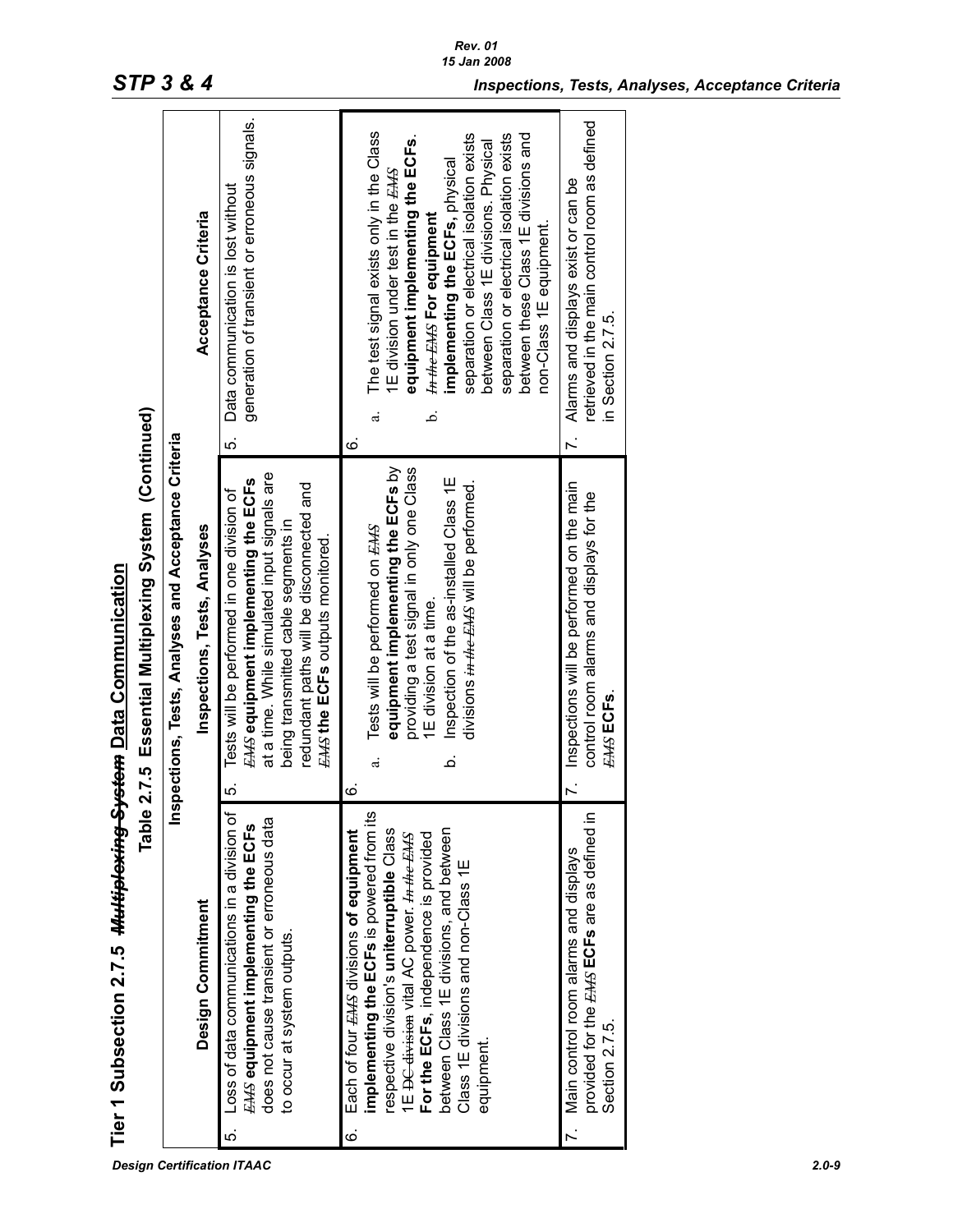# Tier 1 Subsection 2.7.5 ~~Multiplexing System~~ Data Communication

## Table 2.7.5 Essential Multiplexing System (Continued)

| Inspections, Tests, Analyses and Acceptance Criteria | | |
|---|---|---|
| **Design Commitment** | **Inspections, Tests, Analyses** | **Acceptance Criteria** |
| 5. Loss of data communications in a division of ~~EMS~~ **equipment implementing the ECFs** does not cause transient or erroneous data to occur at system outputs. | 5. Tests will be performed in one division of ~~EMS~~ **equipment implementing the ECFs** at a time. While simulated input signals are being transmitted cable segments in redundant paths will be disconnected and ~~EMS~~ **the ECFs** outputs monitored. | 5. Data communication is lost without generation of transient or erroneous signals. |
| 6. Each of four ~~EMS~~ divisions **of equipment implementing the ECFs** is powered from its respective division's **uniterruptible** Class 1E ~~DC division~~ vital AC power. ~~In the EMS~~ **For the ECFs**, independence is provided between Class 1E divisions, and between Class 1E divisions and non-Class 1E equipment. | 6.<br>a. Tests will be performed on ~~EMS~~ **equipment implementing the ECFs** by providing a test signal in only one Class 1E division at a time.<br>b. Inspection of the as-installed Class 1E divisions ~~in the EMS~~ will be performed. | 6.<br>a. The test signal exists only in the Class 1E division under test in the ~~EMS~~ **equipment implementing the ECFs**.<br>b. ~~In the EMS~~ **For equipment implementing the ECFs**, physical separation or electrical isolation exists between Class 1E divisions. Physical separation or electrical isolation exists between these Class 1E divisions and non-Class 1E equipment. |
| 7. Main control room alarms and displays provided for the ~~EMS~~ **ECFs** are as defined in Section 2.7.5. | 7. Inspections will be performed on the main control room alarms and displays for the ~~EMS~~ **ECFs**. | 7. Alarms and displays exist or can be retrieved in the main control room as defined in Section 2.7.5. |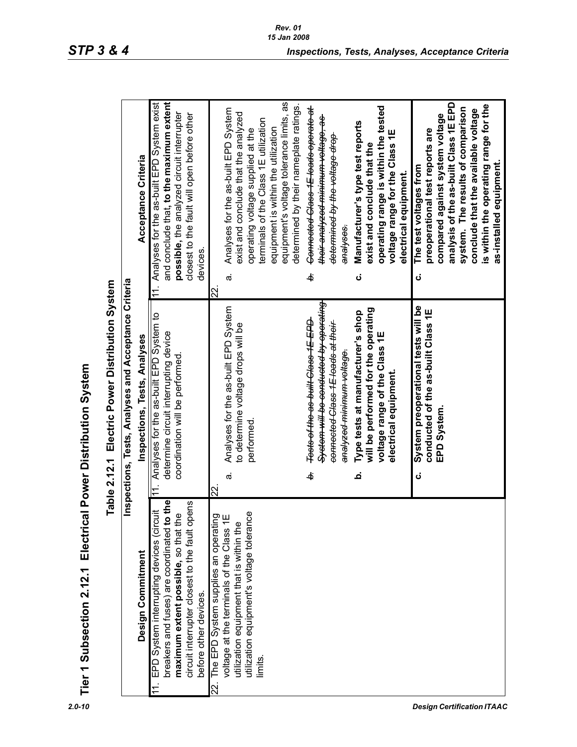# Tier 1 Subsection 2.12.1 Electrical Power Distribution System

## Table 2.12.1 Electric Power Distribution System

| Inspections, Tests, Analyses and Acceptance Criteria | | |
|---|---|---|
| **Design Commitment** | **Inspections, Tests, Analyses** | **Acceptance Criteria** |
| 11. EPD System interrupting devices (circuit breakers and fuses) are coordinated **to the maximum extent possible**, so that the circuit interrupter closest to the fault opens before other devices. | 11. Analyses for the as-built EPD System to determine circuit interrupting device coordination will be performed. | 11. Analyses for the as-built EPD System exist and conclude that, **to the maximum extent possible**, the analyzed circuit interrupter closest to the fault will open before other devices. |
| 22. The EPD System supplies an operating voltage at the terminals of the Class 1E utilization equipment that is within the utilization equipment's voltage tolerance limits. | 22.<br>a. Analyses for the as-built EPD System to determine voltage drops will be performed.<br>~~b. Tests of the as-built Class 1E EPD System will be conducted by operating connected Class 1E loads at their analyzed minimum voltage.~~<br>**b. Type tests at manufacturer's shop will be performed for the operating voltage range of the Class 1E electrical equipment.** | 22.<br>a. Analyses for the as-built EPD System exist and conclude that the analyzed operating voltage supplied at the terminals of the Class 1E utilization equipment is within the utilization equipment's voltage tolerance limits, as determined by their nameplate ratings.<br>~~b. Connected Class 1E loads operate at their analyzed minimum voltage, as determined by the voltage drop analyses.~~<br>**c. Manufacturer's type test reports exist and conclude that the operating range is within the tested voltage range for the Class 1E electrical equipment.** |
| | **c. System preoperational tests will be conducted of the as-built Class 1E EPD System.** | **c. The test voltages from preoperational test reports are compared against system voltage analysis of the as-built Class 1E EPD system. The results of comparison conclude that the available voltage is within the operating range for the as-installed equipment.** |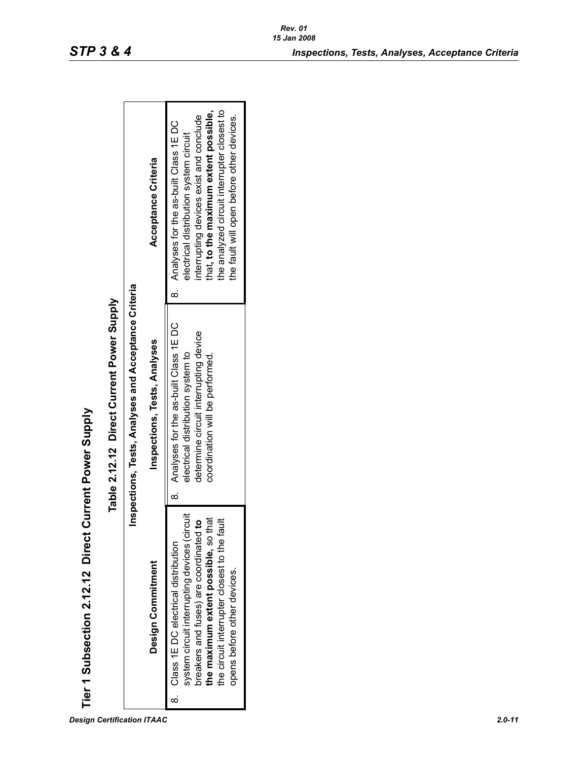# Tier 1 Subsection 2.12.12 Direct Current Power Supply

## Table 2.12.12 Direct Current Power Supply

| Inspections, Tests, Analyses and Acceptance Criteria | | |
|---|---|---|
| **Design Commitment** | **Inspections, Tests, Analyses** | **Acceptance Criteria** |
| 8. Class 1E DC electrical distribution system circuit interrupting devices (circuit breakers and fuses) are coordinated **to the maximum extent possible**, so that the circuit interrupter closest to the fault opens before other devices. | 8. Analyses for the as-built Class 1E DC electrical distribution system to determine circuit interrupting device coordination will be performed. | 8. Analyses for the as-built Class 1E DC electrical distribution system circuit interrupting devices exist and conclude that, **to the maximum extent possible,** the analyzed circuit interrupter closest to the fault will open before other devices. |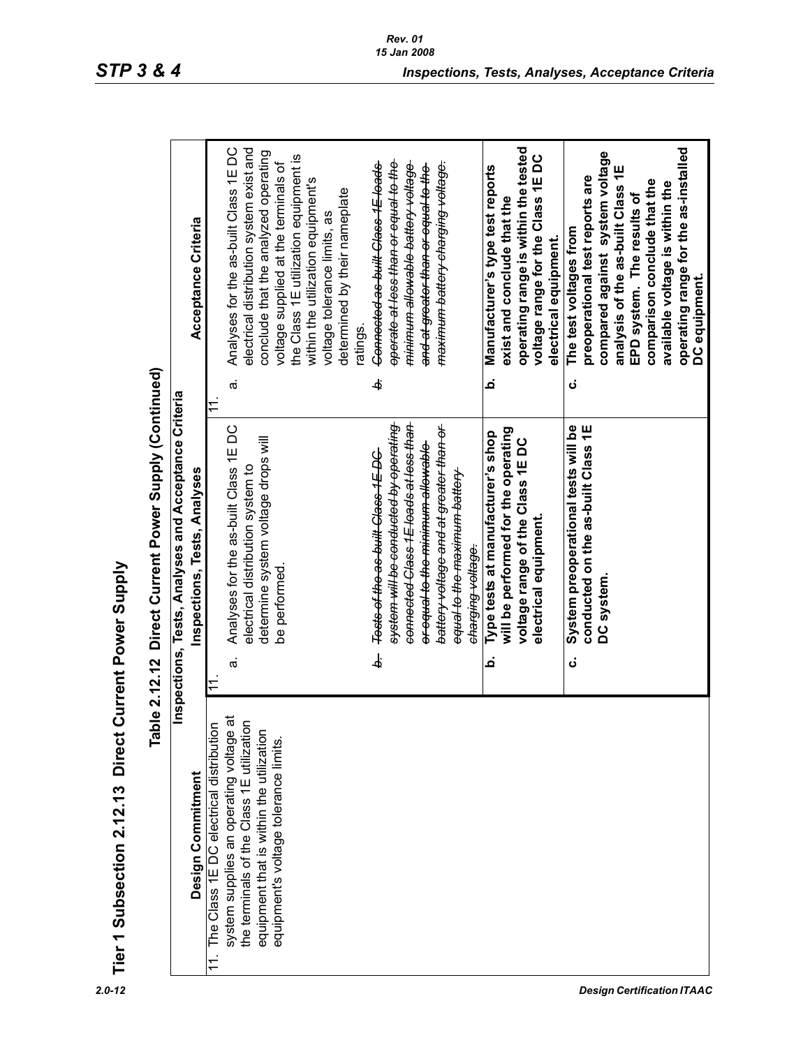# Tier 1 Subsection 2.12.13 Direct Current Power Supply

## Table 2.12.12 Direct Current Power Supply (Continued)

| Design Commitment | Inspections, Tests, Analyses | Acceptance Criteria |
|---|---|---|
| 11. The Class 1E DC electrical distribution system supplies an operating voltage at the terminals of the Class 1E utilization equipment that is within the utilization equipment's voltage tolerance limits. | 11.<br>a. Analyses for the as-built Class 1E DC electrical distribution system to determine system voltage drops will be performed.<br><br>~~b. Tests of the as-built Class 1E DC system will be conducted by operating connected Class 1E loads at less than or equal to the minimum allowable battery voltage and at greater than or equal to the maximum battery charging voltage.~~ | 11.<br>a. Analyses for the as-built Class 1E DC electrical distribution system exist and conclude that the analyzed operating voltage supplied at the terminals of the Class 1E utilization equipment is within the utilization equipment's voltage tolerance limits, as determined by their nameplate ratings.<br><br>~~b. Connected as-built Class 1E loads operate at less than or equal to the minimum allowable battery voltage and at greater than or equal to the maximum battery charging voltage.~~ |
| | **b. Type tests at manufacturer's shop will be performed for the operating voltage range of the Class 1E DC electrical equipment.** | **b. Manufacturer's type test reports exist and conclude that the operating range is within the tested voltage range for the Class 1E DC electrical equipment.** |
| | **c. System preoperational tests will be conducted on the as-built Class 1E DC system.** | **c. The test voltages from preoperational test reports are compared against system voltage analysis of the as-built Class 1E EPD system. The results of comparison conclude that the available voltage is within the operating range for the as-installed DC equipment.** |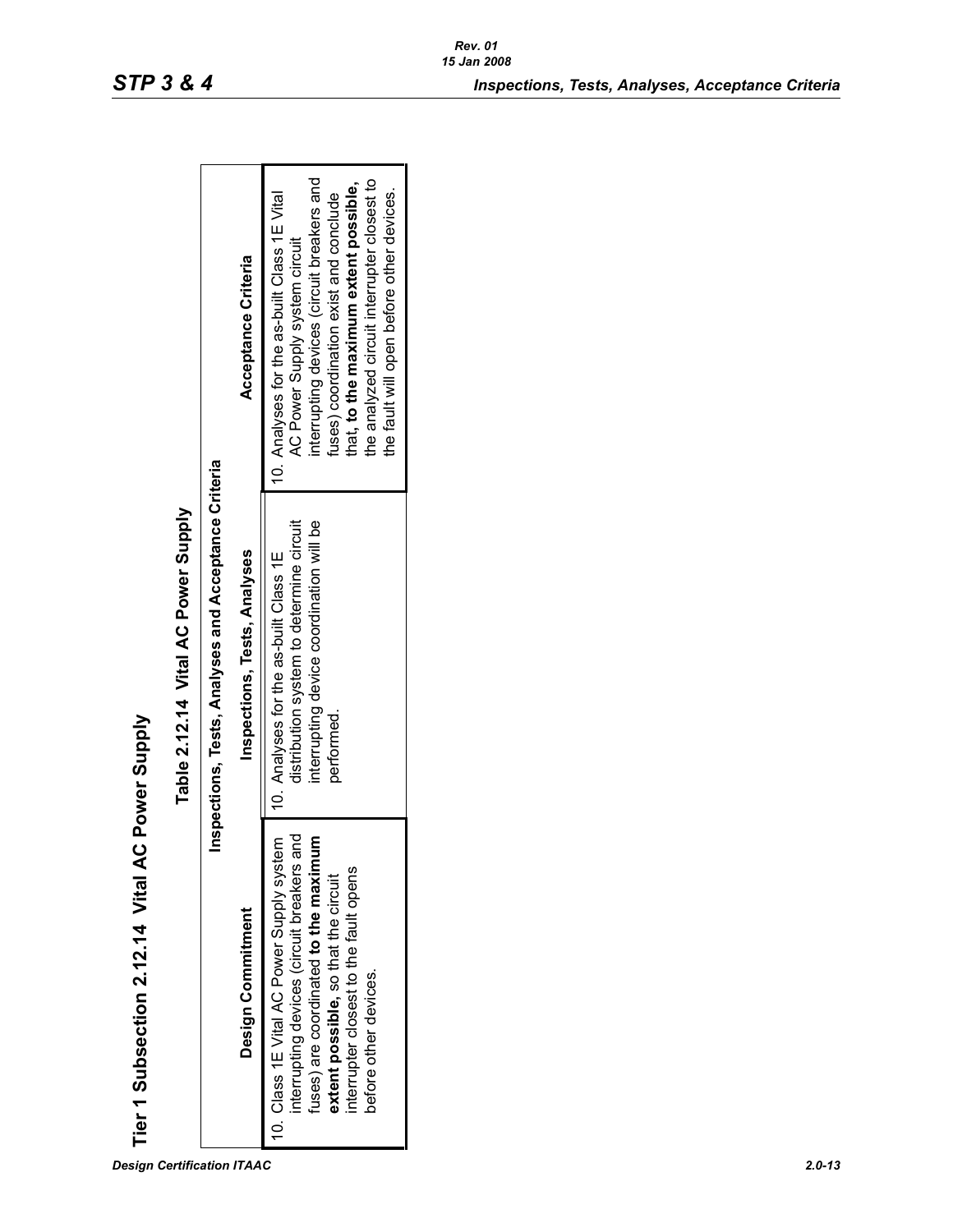# Tier 1 Subsection 2.12.14 Vital AC Power Supply

## Table 2.12.14 Vital AC Power Supply

| Inspections, Tests, Analyses and Acceptance Criteria | | |
|---|---|---|
| **Design Commitment** | **Inspections, Tests, Analyses** | **Acceptance Criteria** |
| 10. Class 1E Vital AC Power Supply system interrupting devices (circuit breakers and fuses) are coordinated **to the maximum extent possible,** so that the circuit interrupter closest to the fault opens before other devices. | 10. Analyses for the as-built Class 1E distribution system to determine circuit interrupting device coordination will be performed. | 10. Analyses for the as-built Class 1E Vital AC Power Supply system circuit interrupting devices (circuit breakers and fuses) coordination exist and conclude that**, to the maximum extent possible,** the analyzed circuit interrupter closest to the fault will open before other devices. |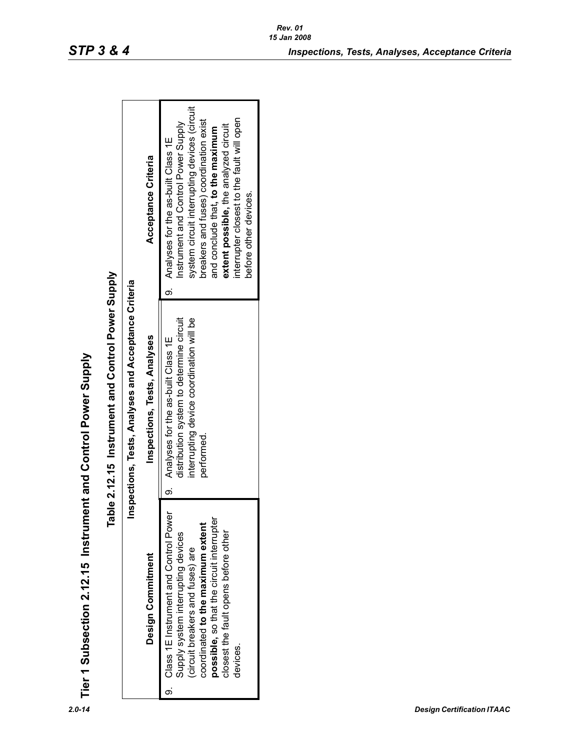# Tier 1 Subsection 2.12.15 Instrument and Control Power Supply

## Table 2.12.15 Instrument and Control Power Supply

| Inspections, Tests, Analyses and Acceptance Criteria | | |
|---|---|---|
| **Design Commitment** | **Inspections, Tests, Analyses** | **Acceptance Criteria** |
| 9. Class 1E Instrument and Control Power Supply system interrupting devices (circuit breakers and fuses) are coordinated **to the maximum extent possible,** so that the circuit interrupter closest the fault opens before other devices. | 9. Analyses for the as-built Class 1E distribution system to determine circuit interrupting device coordination will be performed. | 9. Analyses for the as-built Class 1E Instrument and Control Power Supply system circuit interrupting devices (circuit breakers and fuses) coordination exist and conclude that, **to the maximum extent possible,** the analyzed circuit interrupter closest to the fault will open before other devices. |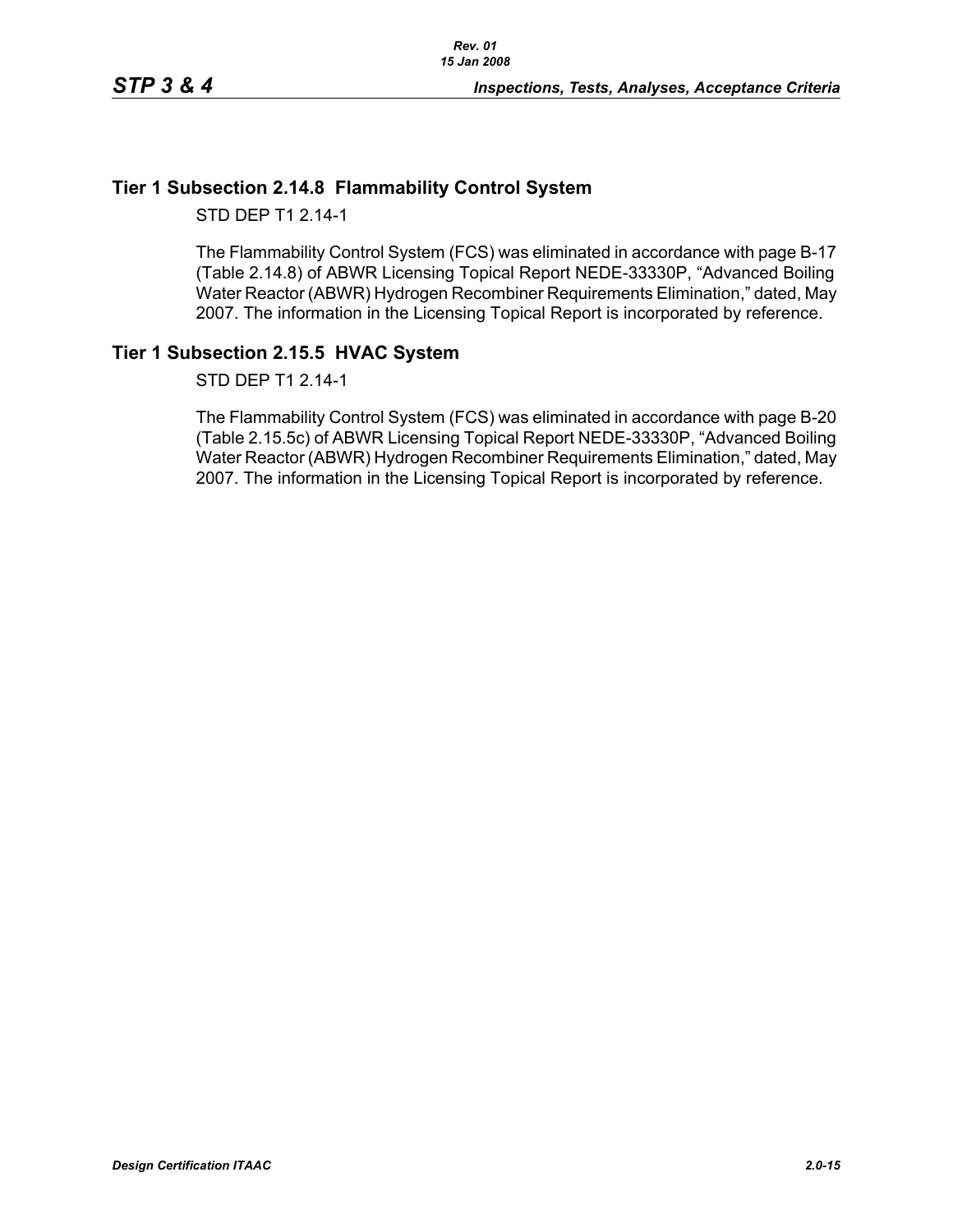## Tier 1 Subsection 2.14.8 Flammability Control System

STD DEP T1 2.14-1

The Flammability Control System (FCS) was eliminated in accordance with page B-17 (Table 2.14.8) of ABWR Licensing Topical Report NEDE-33330P, “Advanced Boiling Water Reactor (ABWR) Hydrogen Recombiner Requirements Elimination,” dated, May 2007. The information in the Licensing Topical Report is incorporated by reference.

## Tier 1 Subsection 2.15.5 HVAC System

STD DEP T1 2.14-1

The Flammability Control System (FCS) was eliminated in accordance with page B-20 (Table 2.15.5c) of ABWR Licensing Topical Report NEDE-33330P, “Advanced Boiling Water Reactor (ABWR) Hydrogen Recombiner Requirements Elimination,” dated, May 2007. The information in the Licensing Topical Report is incorporated by reference.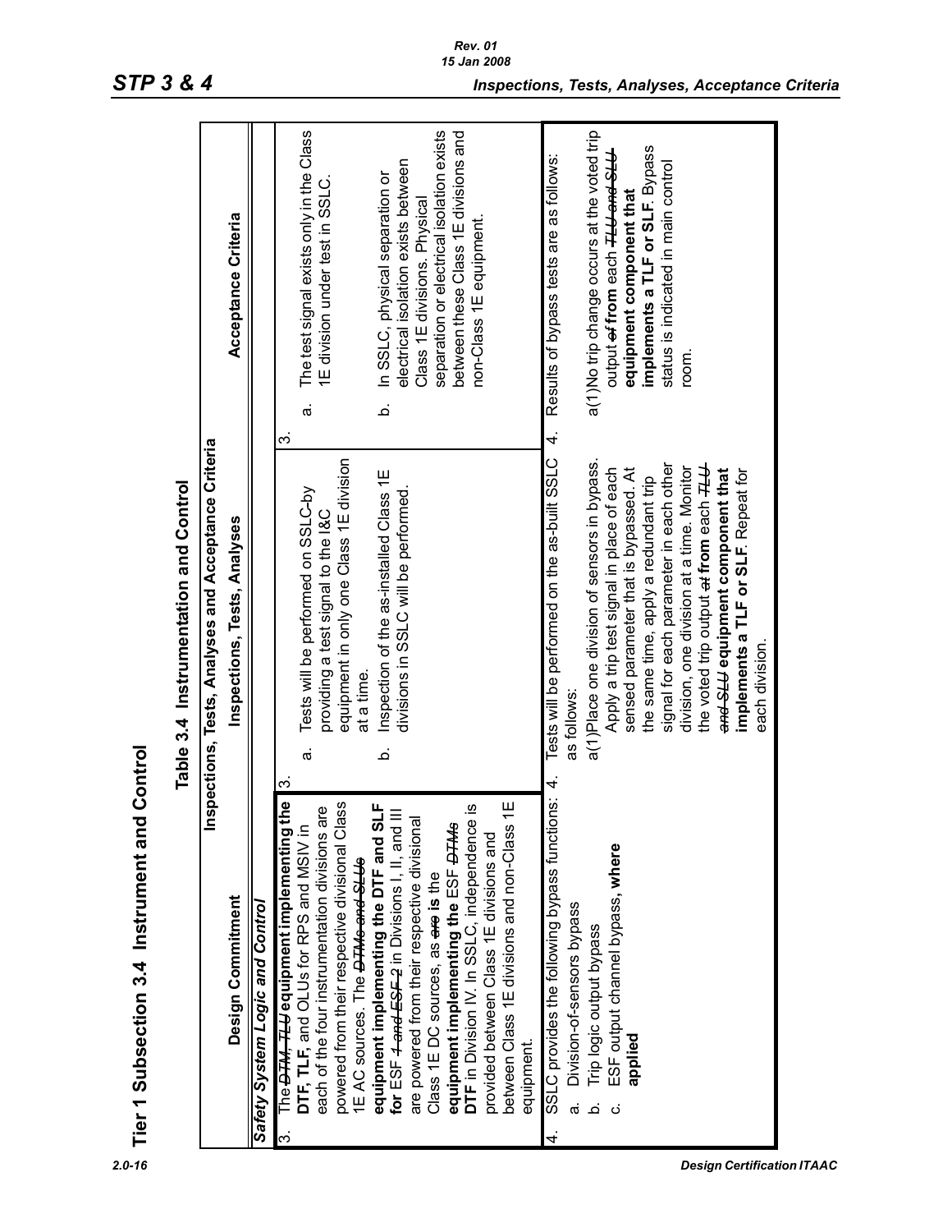## Tier 1 Subsection 3.4 Instrument and Control

### Table 3.4 Instrumentation and Control

| Inspections, Tests, Analyses and Acceptance Criteria | | |
|---|---|---|
| **Design Commitment** | **Inspections, Tests, Analyses** | **Acceptance Criteria** |
| ***Safety System Logic and Control*** | | |
| 3. The ~~DTM, TLU~~ **equipment implementing the DTF, TLF,** and OLUs for RPS and MSIV in each of the four instrumentation divisions are powered from their respective divisional Class 1E AC sources. The ~~DTMs and SLUs~~ **equipment implementing the DTF and SLF for** ESF ~~1 and ESF 2~~ in Divisions I, II, and III are powered from their respective divisional Class 1E DC sources, as ~~are~~ **is** the **equipment implementing the** ESF ~~DTMs~~ **DTF** in Division IV. In SSLC, independence is provided between Class 1E divisions and between Class 1E divisions and non-Class 1E equipment. | 3.<br>a. Tests will be performed on SSLC by providing a test signal to the I&C equipment in only one Class 1E division at a time.<br>b. Inspection of the as-installed Class 1E divisions in SSLC will be performed. | 3.<br>a. The test signal exists only in the Class 1E division under test in SSLC.<br>b. In SSLC, physical separation or electrical isolation exists between Class 1E divisions. Physical separation or electrical isolation exists between these Class 1E divisions and non-Class 1E equipment. |
| 4. SSLC provides the following bypass functions:<br>a. Division-of-sensors bypass<br>b. Trip logic output bypass<br>c. ESF output channel bypass, **where applied** | 4. Tests will be performed on the as-built SSLC as follows:<br>a(1)Place one division of sensors in bypass. Apply a trip test signal in place of each sensed parameter that is bypassed. At the same time, apply a redundant trip signal for each parameter in each other division, one division at a time. Monitor the voted trip output ~~at~~ **from** each ~~TLU and SLU~~ **equipment component that implements a TLF or SLF**. Repeat for each division. | 4. Results of bypass tests are as follows:<br>a(1)No trip change occurs at the voted trip output ~~of~~ **from** each ~~TLU and SLU~~ **equipment component that implements a TLF or SLF**. Bypass status is indicated in main control room. |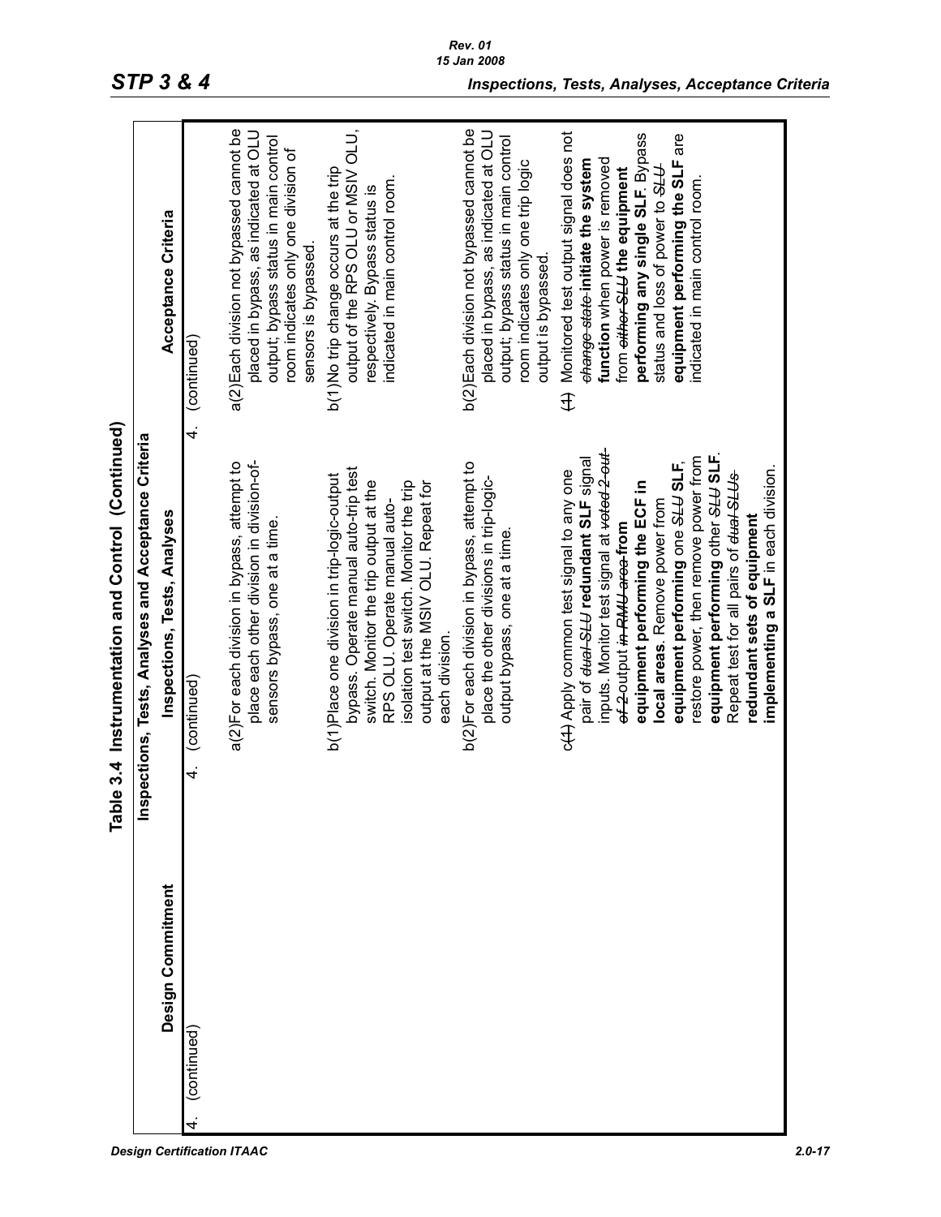## Table 3.4 Instrumentation and Control (Continued)

| Design Commitment | Inspections, Tests, Analyses | Acceptance Criteria |
|---|---|---|
| 4. (continued) | 4. (continued) | 4. (continued) |
| | a(2)For each division in bypass, attempt to place each other division in division-of-sensors bypass, one at a time. | a(2)Each division not bypassed cannot be placed in bypass, as indicated at OLU output; bypass status in main control room indicates only one division of sensors is bypassed. |
| | b(1)Place one division in trip-logic-output bypass. Operate manual auto-trip test switch. Monitor the trip output at the RPS OLU. Operate manual auto-isolation test switch. Monitor the trip output at the MSIV OLU. Repeat for each division. | b(1)No trip change occurs at the trip output of the RPS OLU or MSIV OLU, respectively. Bypass status is indicated in main control room. |
| | b(2)For each division in bypass, attempt to place the other divisions in trip-logic-output bypass, one at a time. | b(2)Each division not bypassed cannot be placed in bypass, as indicated at OLU output; bypass status in main control room indicates only one trip logic output is bypassed. |
| | c~~(1)~~ Apply common test signal to any one pair of ~~dual SLU~~ **redundant SLF** signal inputs. Monitor test signal at ~~voted 2-out-of-2~~ output ~~in RMU area~~ **from equipment performing the ECF in local areas**. Remove power from **equipment performing** one ~~SLU~~ **SLF**, restore power, then remove power from **equipment performing** other ~~SLU~~ **SLF**. Repeat test for all pairs of ~~dual SLUs~~ **redundant sets of equipment implementing a SLF** in each division. | ~~(1)~~ Monitored test output signal does not ~~change state~~ **initiate the system function** when power is removed from ~~either SLU~~ **the equipment performing any single SLF**. Bypass status and loss of power to ~~SLU~~ **equipment performing the SLF** are indicated in main control room. |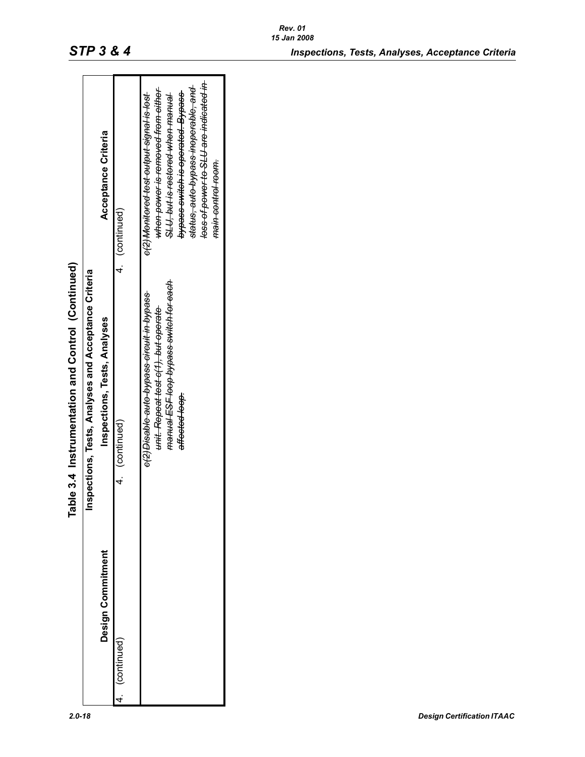**Table 3.4 Instrumentation and Control (Continued)**

| Design Commitment | Inspections, Tests, Analyses | Acceptance Criteria |
|---|---|---|
| | **Inspections, Tests, Analyses and Acceptance Criteria** | |
| 4. (continued) | 4. (continued) | 4. (continued) |
| | ~~c(2) Disable auto-bypass circuit in bypass unit. Repeat test c(1), but operate manual ESF loop bypass switch for each affected loop.~~ | ~~c(2) Monitored test output signal is lost when power is removed from either SLU, but is restored when manual bypass switch is operated. Bypass status, auto-bypass inoperable, and loss of power to SLU are indicated in main control room.~~ |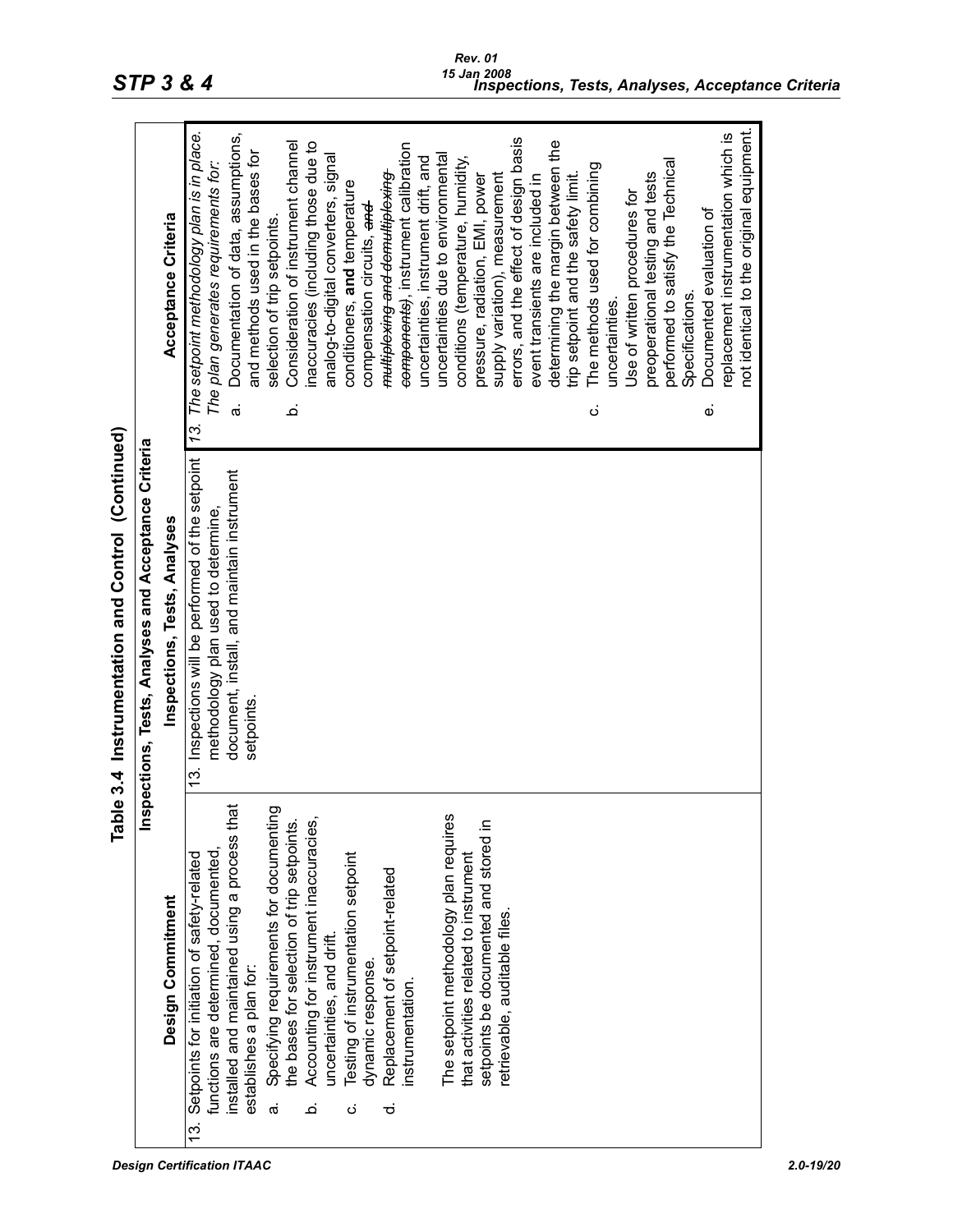## Table 3.4 Instrumentation and Control (Continued)

| Inspections, Tests, Analyses and Acceptance Criteria | | |
|---|---|---|
| **Design Commitment** | **Inspections, Tests, Analyses** | **Acceptance Criteria** |
| 13. Setpoints for initiation of safety-related functions are determined, documented, installed and maintained using a process that establishes a plan for:<br>a. Specifying requirements for documenting the bases for selection of trip setpoints.<br>b. Accounting for instrument inaccuracies, uncertainties, and drift.<br>c. Testing of instrumentation setpoint dynamic response.<br>d. Replacement of setpoint-related instrumentation.<br><br>The setpoint methodology plan requires that activities related to instrument setpoints be documented and stored in retrievable, auditable files. | 13. Inspections will be performed of the setpoint methodology plan used to determine, document, install, and maintain instrument setpoints. | *13. The setpoint methodology plan is in place. The plan generates requirements for:*<br>a. Documentation of data, assumptions, and methods used in the bases for selection of trip setpoints.<br>b. Consideration of instrument channel inaccuracies (including those due to analog-to-digital converters, signal conditioners, **and** temperature compensation circuits, ~~and multiplexing and demultiplexing components~~), instrument calibration uncertainties, instrument drift, and uncertainties due to environmental conditions (temperature, humidity, pressure, radiation, EMI, power supply variation), measurement errors, and the effect of design basis event transients are included in determining the margin between the trip setpoint and the safety limit.<br>c. The methods used for combining uncertainties.<br>Use of written procedures for preoperational testing and tests performed to satisfy the Technical Specifications.<br>e. Documented evaluation of replacement instrumentation which is not identical to the original equipment. |